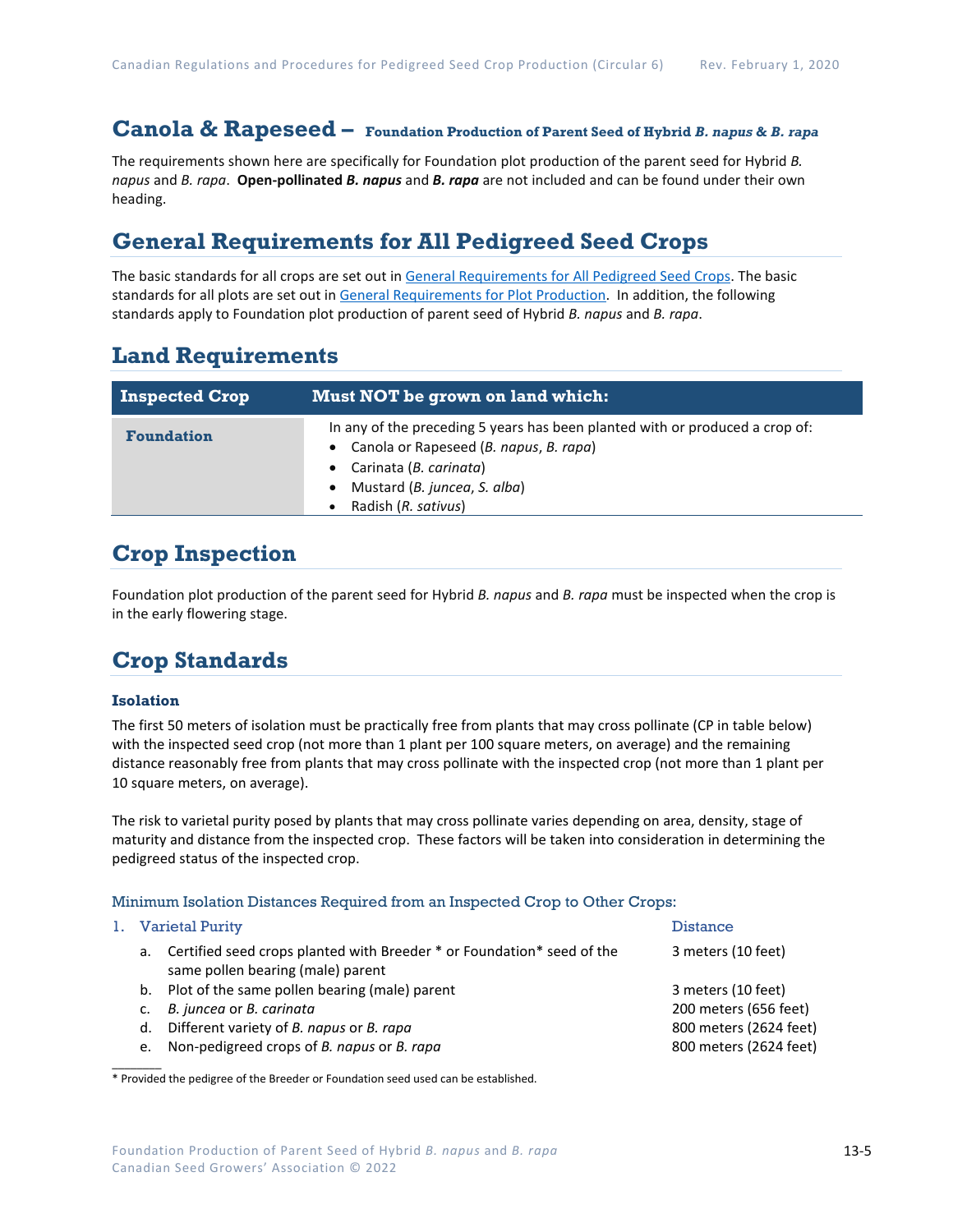# Canola & Rapeseed – Foundation Production of Parent Seed of Hybrid *B. napus* & *B. rapa*

The requirements shown here are specifically for Foundation plot production of the parent seed for Hybrid *B. napus* and *B. rapa*. **Open-pollinated *B. napus* and *B. rapa*** are not included and can be found under their own heading.

## General Requirements for All Pedigreed Seed Crops

The basic standards for all crops are set out in General Requirements for All Pedigreed Seed Crops. The basic standards for all plots are set out in General Requirements for Plot Production. In addition, the following standards apply to Foundation plot production of parent seed of Hybrid *B. napus* and *B. rapa*.

## Land Requirements

| Inspected Crop | Must NOT be grown on land which: |
|---|---|
| **Foundation** | In any of the preceding 5 years has been planted with or produced a crop of:<br>• Canola or Rapeseed (*B. napus*, *B. rapa*)<br>• Carinata (*B. carinata*)<br>• Mustard (*B. juncea*, *S. alba*)<br>• Radish (*R. sativus*) |

## Crop Inspection

Foundation plot production of the parent seed for Hybrid *B. napus* and *B. rapa* must be inspected when the crop is in the early flowering stage.

## Crop Standards

### Isolation

The first 50 meters of isolation must be practically free from plants that may cross pollinate (CP in table below) with the inspected seed crop (not more than 1 plant per 100 square meters, on average) and the remaining distance reasonably free from plants that may cross pollinate with the inspected crop (not more than 1 plant per 10 square meters, on average).

The risk to varietal purity posed by plants that may cross pollinate varies depending on area, density, stage of maturity and distance from the inspected crop. These factors will be taken into consideration in determining the pedigreed status of the inspected crop.

#### Minimum Isolation Distances Required from an Inspected Crop to Other Crops:

| 1. Varietal Purity | Distance |
|---|---|
| a. Certified seed crops planted with Breeder * or Foundation* seed of the same pollen bearing (male) parent | 3 meters (10 feet) |
| b. Plot of the same pollen bearing (male) parent | 3 meters (10 feet) |
| c. *B. juncea* or *B. carinata* | 200 meters (656 feet) |
| d. Different variety of *B. napus* or *B. rapa* | 800 meters (2624 feet) |
| e. Non-pedigreed crops of *B. napus* or *B. rapa* | 800 meters (2624 feet) |

* Provided the pedigree of the Breeder or Foundation seed used can be established.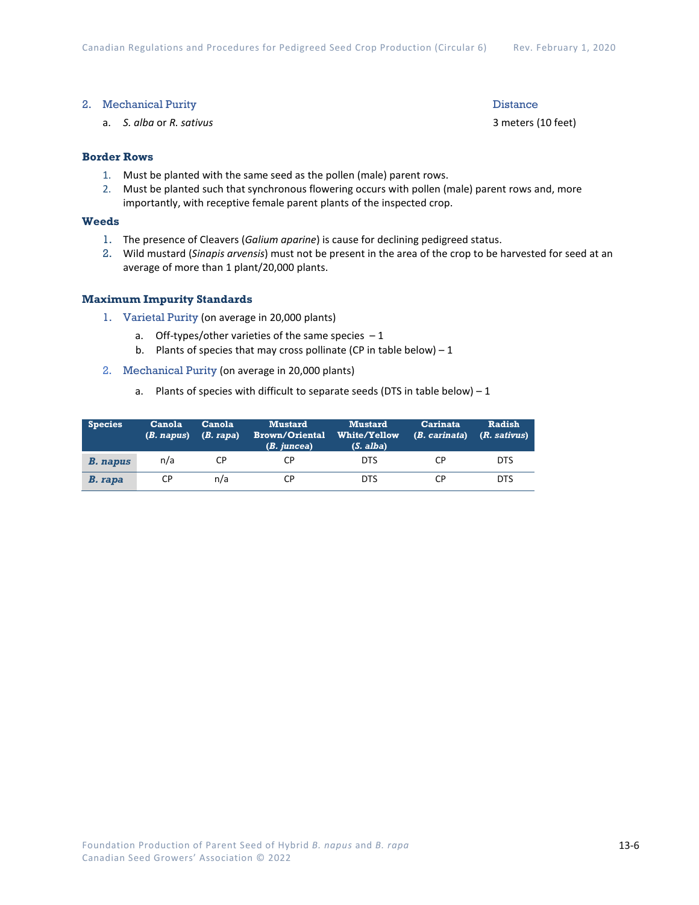2. Mechanical Purity — Distance

   a. *S. alba* or *R. sativus* — 3 meters (10 feet)

### Border Rows

1. Must be planted with the same seed as the pollen (male) parent rows.
2. Must be planted such that synchronous flowering occurs with pollen (male) parent rows and, more importantly, with receptive female parent plants of the inspected crop.

### Weeds

1. The presence of Cleavers (*Galium aparine*) is cause for declining pedigreed status.
2. Wild mustard (*Sinapis arvensis*) must not be present in the area of the crop to be harvested for seed at an average of more than 1 plant/20,000 plants.

### Maximum Impurity Standards

1. Varietal Purity (on average in 20,000 plants)
   a. Off-types/other varieties of the same species – 1
   b. Plants of species that may cross pollinate (CP in table below) – 1
2. Mechanical Purity (on average in 20,000 plants)
   a. Plants of species with difficult to separate seeds (DTS in table below) – 1

| Species | Canola (*B. napus*) | Canola (*B. rapa*) | Mustard Brown/Oriental (*B. juncea*) | Mustard White/Yellow (*S. alba*) | Carinata (*B. carinata*) | Radish (*R. sativus*) |
|---|---|---|---|---|---|---|
| ***B. napus*** | n/a | CP | CP | DTS | CP | DTS |
| ***B. rapa*** | CP | n/a | CP | DTS | CP | DTS |